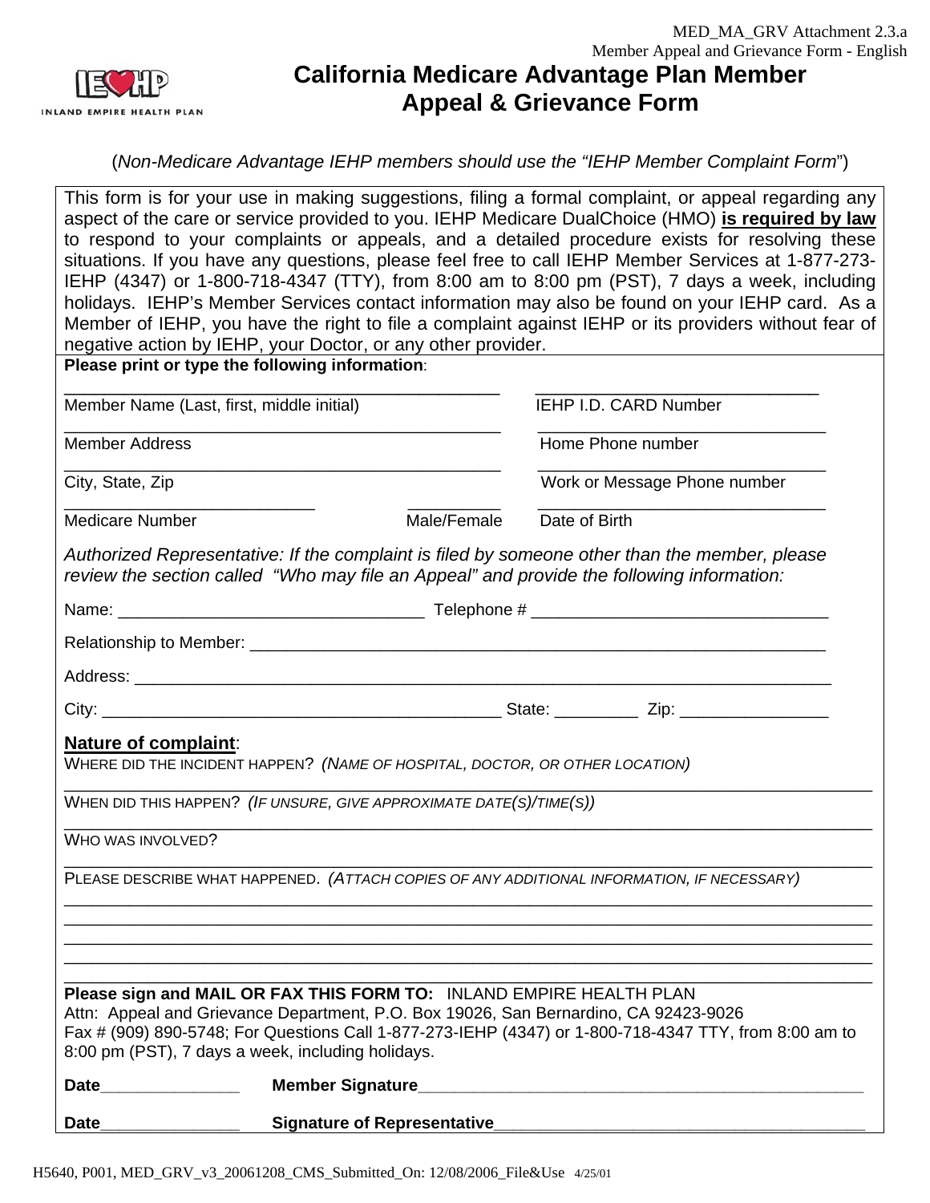MED_MA_GRV Attachment 2.3.a
Member Appeal and Grievance Form - English

IEHP
INLAND EMPIRE HEALTH PLAN

# California Medicare Advantage Plan Member Appeal & Grievance Form

(*Non-Medicare Advantage IEHP members should use the "IEHP Member Complaint Form*")

This form is for your use in making suggestions, filing a formal complaint, or appeal regarding any aspect of the care or service provided to you. IEHP Medicare DualChoice (HMO) **is required by law** to respond to your complaints or appeals, and a detailed procedure exists for resolving these situations. If you have any questions, please feel free to call IEHP Member Services at 1-877-273-IEHP (4347) or 1-800-718-4347 (TTY), from 8:00 am to 8:00 pm (PST), 7 days a week, including holidays. IEHP's Member Services contact information may also be found on your IEHP card. As a Member of IEHP, you have the right to file a complaint against IEHP or its providers without fear of negative action by IEHP, your Doctor, or any other provider.

**Please print or type the following information**:

\_\_\_\_\_\_\_\_\_\_\_\_\_\_\_\_\_\_\_\_\_\_\_\_\_\_\_\_\_\_\_\_\_\_\_\_\_\_\_\_ \_\_\_\_\_\_\_\_\_\_\_\_\_\_\_\_\_\_\_\_\_\_\_\_\_\_
Member Name (Last, first, middle initial) IEHP I.D. CARD Number

\_\_\_\_\_\_\_\_\_\_\_\_\_\_\_\_\_\_\_\_\_\_\_\_\_\_\_\_\_\_\_\_\_\_\_\_\_\_\_\_ \_\_\_\_\_\_\_\_\_\_\_\_\_\_\_\_\_\_\_\_\_\_\_\_\_\_
Member Address Home Phone number

\_\_\_\_\_\_\_\_\_\_\_\_\_\_\_\_\_\_\_\_\_\_\_\_\_\_\_\_\_\_\_\_\_\_\_\_\_\_\_\_ \_\_\_\_\_\_\_\_\_\_\_\_\_\_\_\_\_\_\_\_\_\_\_\_\_\_
City, State, Zip Work or Message Phone number

\_\_\_\_\_\_\_\_\_\_\_\_\_\_\_\_\_\_\_\_\_\_\_ \_\_\_\_\_\_\_\_\_ \_\_\_\_\_\_\_\_\_\_\_\_\_\_\_\_\_\_\_\_\_\_\_\_\_\_
Medicare Number Male/Female Date of Birth

*Authorized Representative: If the complaint is filed by someone other than the member, please review the section called "Who may file an Appeal" and provide the following information:*

Name: \_\_\_\_\_\_\_\_\_\_\_\_\_\_\_\_\_\_\_\_\_\_\_\_\_\_\_\_\_\_ Telephone # \_\_\_\_\_\_\_\_\_\_\_\_\_\_\_\_\_\_\_\_\_\_\_\_\_\_\_\_\_\_

Relationship to Member: \_\_\_\_\_\_\_\_\_\_\_\_\_\_\_\_\_\_\_\_\_\_\_\_\_\_\_\_\_\_\_\_\_\_\_\_\_\_\_\_\_\_\_\_\_\_\_\_\_\_\_\_\_\_\_\_

Address: \_\_\_\_\_\_\_\_\_\_\_\_\_\_\_\_\_\_\_\_\_\_\_\_\_\_\_\_\_\_\_\_\_\_\_\_\_\_\_\_\_\_\_\_\_\_\_\_\_\_\_\_\_\_\_\_\_\_\_\_\_\_\_\_\_\_\_\_

City: \_\_\_\_\_\_\_\_\_\_\_\_\_\_\_\_\_\_\_\_\_\_\_\_\_\_\_\_\_\_\_\_\_\_\_\_\_\_\_\_ State: \_\_\_\_\_\_\_\_ Zip: \_\_\_\_\_\_\_\_\_\_\_\_\_\_\_

**<u>Nature of complaint</u>**:

WHERE DID THE INCIDENT HAPPEN? *(NAME OF HOSPITAL, DOCTOR, OR OTHER LOCATION)*

\_\_\_\_\_\_\_\_\_\_\_\_\_\_\_\_\_\_\_\_\_\_\_\_\_\_\_\_\_\_\_\_\_\_\_\_\_\_\_\_\_\_\_\_\_\_\_\_\_\_\_\_\_\_\_\_\_\_\_\_\_\_\_\_\_\_\_\_\_\_\_\_\_\_

WHEN DID THIS HAPPEN? *(IF UNSURE, GIVE APPROXIMATE DATE(S)/TIME(S))*

\_\_\_\_\_\_\_\_\_\_\_\_\_\_\_\_\_\_\_\_\_\_\_\_\_\_\_\_\_\_\_\_\_\_\_\_\_\_\_\_\_\_\_\_\_\_\_\_\_\_\_\_\_\_\_\_\_\_\_\_\_\_\_\_\_\_\_\_\_\_\_\_\_\_

WHO WAS INVOLVED?

\_\_\_\_\_\_\_\_\_\_\_\_\_\_\_\_\_\_\_\_\_\_\_\_\_\_\_\_\_\_\_\_\_\_\_\_\_\_\_\_\_\_\_\_\_\_\_\_\_\_\_\_\_\_\_\_\_\_\_\_\_\_\_\_\_\_\_\_\_\_\_\_\_\_

PLEASE DESCRIBE WHAT HAPPENED. *(ATTACH COPIES OF ANY ADDITIONAL INFORMATION, IF NECESSARY)*

\_\_\_\_\_\_\_\_\_\_\_\_\_\_\_\_\_\_\_\_\_\_\_\_\_\_\_\_\_\_\_\_\_\_\_\_\_\_\_\_\_\_\_\_\_\_\_\_\_\_\_\_\_\_\_\_\_\_\_\_\_\_\_\_\_\_\_\_\_\_\_\_\_\_
\_\_\_\_\_\_\_\_\_\_\_\_\_\_\_\_\_\_\_\_\_\_\_\_\_\_\_\_\_\_\_\_\_\_\_\_\_\_\_\_\_\_\_\_\_\_\_\_\_\_\_\_\_\_\_\_\_\_\_\_\_\_\_\_\_\_\_\_\_\_\_\_\_\_
\_\_\_\_\_\_\_\_\_\_\_\_\_\_\_\_\_\_\_\_\_\_\_\_\_\_\_\_\_\_\_\_\_\_\_\_\_\_\_\_\_\_\_\_\_\_\_\_\_\_\_\_\_\_\_\_\_\_\_\_\_\_\_\_\_\_\_\_\_\_\_\_\_\_
\_\_\_\_\_\_\_\_\_\_\_\_\_\_\_\_\_\_\_\_\_\_\_\_\_\_\_\_\_\_\_\_\_\_\_\_\_\_\_\_\_\_\_\_\_\_\_\_\_\_\_\_\_\_\_\_\_\_\_\_\_\_\_\_\_\_\_\_\_\_\_\_\_\_
\_\_\_\_\_\_\_\_\_\_\_\_\_\_\_\_\_\_\_\_\_\_\_\_\_\_\_\_\_\_\_\_\_\_\_\_\_\_\_\_\_\_\_\_\_\_\_\_\_\_\_\_\_\_\_\_\_\_\_\_\_\_\_\_\_\_\_\_\_\_\_\_\_\_

**Please sign and MAIL OR FAX THIS FORM TO:** INLAND EMPIRE HEALTH PLAN
Attn: Appeal and Grievance Department, P.O. Box 19026, San Bernardino, CA 92423-9026
Fax # (909) 890-5748; For Questions Call 1-877-273-IEHP (4347) or 1-800-718-4347 TTY, from 8:00 am to 8:00 pm (PST), 7 days a week, including holidays.

**Date**\_\_\_\_\_\_\_\_\_\_\_\_\_\_ **Member Signature**\_\_\_\_\_\_\_\_\_\_\_\_\_\_\_\_\_\_\_\_\_\_\_\_\_\_\_\_\_\_\_\_\_\_\_\_\_\_\_\_\_\_\_\_\_\_

**Date**\_\_\_\_\_\_\_\_\_\_\_\_\_\_ **Signature of Representative**\_\_\_\_\_\_\_\_\_\_\_\_\_\_\_\_\_\_\_\_\_\_\_\_\_\_\_\_\_\_\_\_\_\_\_\_\_\_

H5640, P001, MED_GRV_v3_20061208_CMS_Submitted_On: 12/08/2006_File&Use 4/25/01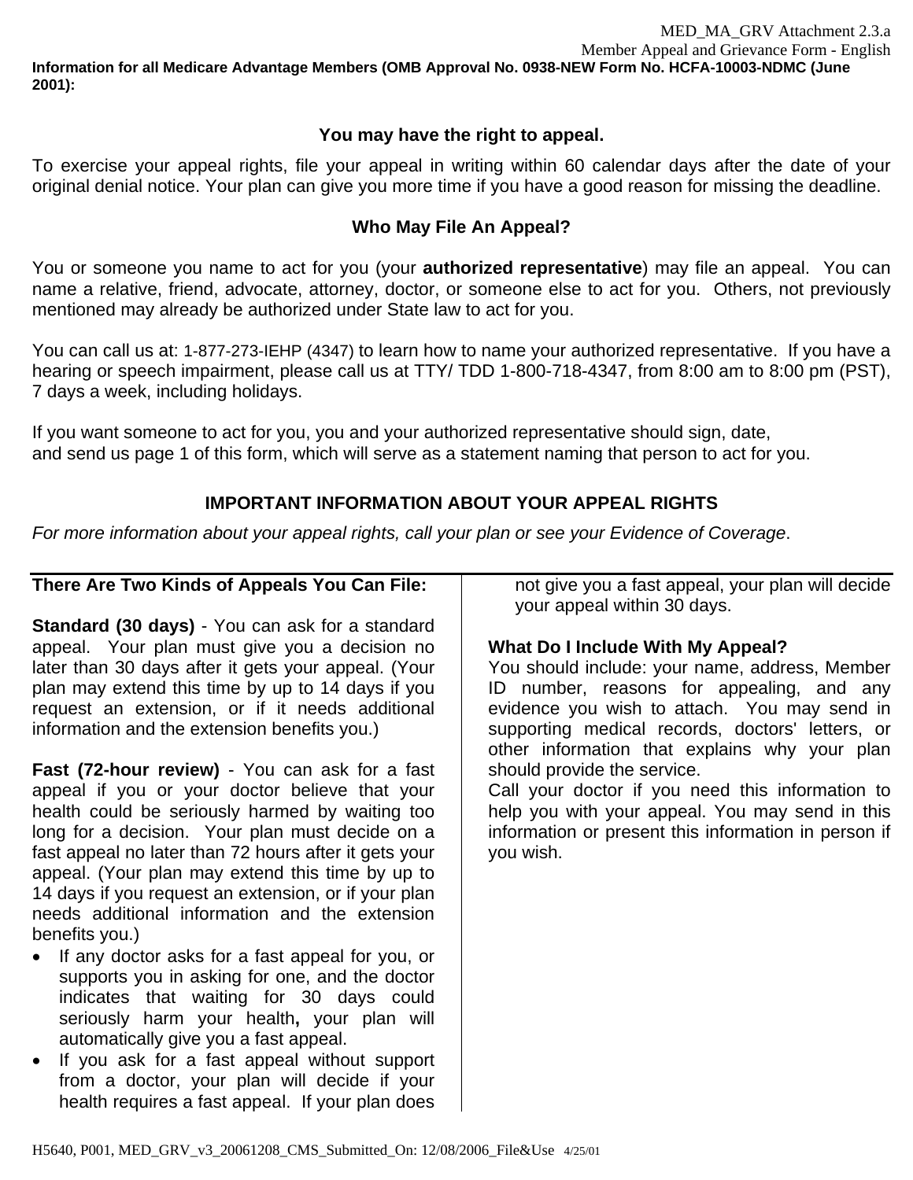Information for all Medicare Advantage Members (OMB Approval No. 0938-NEW Form No. HCFA-10003-NDMC (June 2001):

## You may have the right to appeal.

To exercise your appeal rights, file your appeal in writing within 60 calendar days after the date of your original denial notice. Your plan can give you more time if you have a good reason for missing the deadline.

## Who May File An Appeal?

You or someone you name to act for you (your **authorized representative**) may file an appeal. You can name a relative, friend, advocate, attorney, doctor, or someone else to act for you. Others, not previously mentioned may already be authorized under State law to act for you.

You can call us at: 1-877-273-IEHP (4347) to learn how to name your authorized representative. If you have a hearing or speech impairment, please call us at TTY/ TDD 1-800-718-4347, from 8:00 am to 8:00 pm (PST), 7 days a week, including holidays.

If you want someone to act for you, you and your authorized representative should sign, date, and send us page 1 of this form, which will serve as a statement naming that person to act for you.

## IMPORTANT INFORMATION ABOUT YOUR APPEAL RIGHTS

*For more information about your appeal rights, call your plan or see your Evidence of Coverage*.

**There Are Two Kinds of Appeals You Can File:**

**Standard (30 days)** - You can ask for a standard appeal. Your plan must give you a decision no later than 30 days after it gets your appeal. (Your plan may extend this time by up to 14 days if you request an extension, or if it needs additional information and the extension benefits you.)

**Fast (72-hour review)** - You can ask for a fast appeal if you or your doctor believe that your health could be seriously harmed by waiting too long for a decision. Your plan must decide on a fast appeal no later than 72 hours after it gets your appeal. (Your plan may extend this time by up to 14 days if you request an extension, or if your plan needs additional information and the extension benefits you.)

- If any doctor asks for a fast appeal for you, or supports you in asking for one, and the doctor indicates that waiting for 30 days could seriously harm your health**,** your plan will automatically give you a fast appeal.
- If you ask for a fast appeal without support from a doctor, your plan will decide if your health requires a fast appeal. If your plan does not give you a fast appeal, your plan will decide your appeal within 30 days.

**What Do I Include With My Appeal?**

You should include: your name, address, Member ID number, reasons for appealing, and any evidence you wish to attach. You may send in supporting medical records, doctors' letters, or other information that explains why your plan should provide the service.

Call your doctor if you need this information to help you with your appeal. You may send in this information or present this information in person if you wish.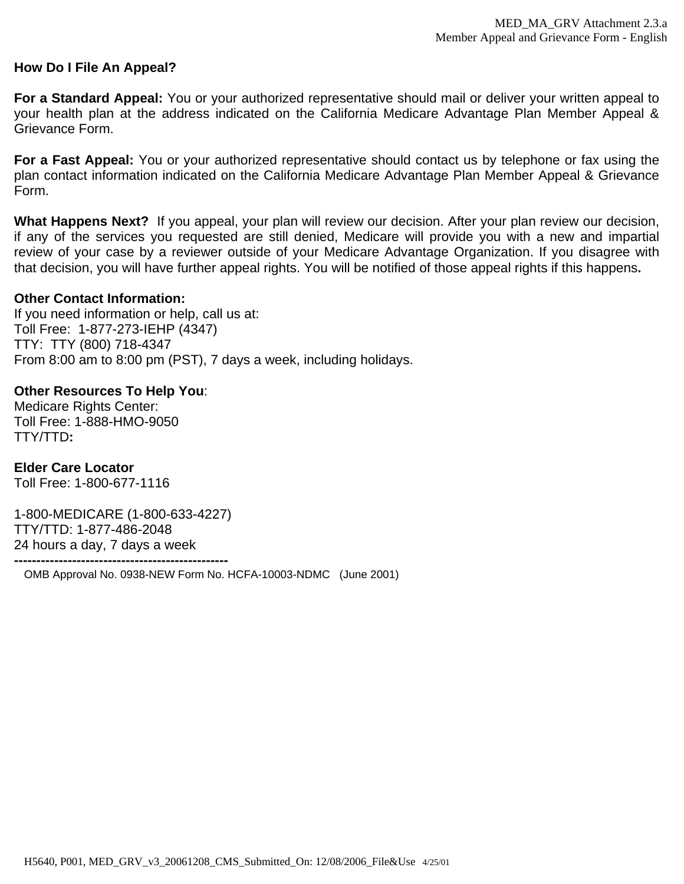**How Do I File An Appeal?**

**For a Standard Appeal:** You or your authorized representative should mail or deliver your written appeal to your health plan at the address indicated on the California Medicare Advantage Plan Member Appeal & Grievance Form.

**For a Fast Appeal:** You or your authorized representative should contact us by telephone or fax using the plan contact information indicated on the California Medicare Advantage Plan Member Appeal & Grievance Form.

**What Happens Next?** If you appeal, your plan will review our decision. After your plan review our decision, if any of the services you requested are still denied, Medicare will provide you with a new and impartial review of your case by a reviewer outside of your Medicare Advantage Organization. If you disagree with that decision, you will have further appeal rights. You will be notified of those appeal rights if this happens**.**

**Other Contact Information:**
If you need information or help, call us at:
Toll Free: 1-877-273-IEHP (4347)
TTY: TTY (800) 718-4347
From 8:00 am to 8:00 pm (PST), 7 days a week, including holidays.

**Other Resources To Help You**:
Medicare Rights Center:
Toll Free: 1-888-HMO-9050
TTY/TTD**:**

**Elder Care Locator**
Toll Free: 1-800-677-1116

1-800-MEDICARE (1-800-633-4227)
TTY/TTD: 1-877-486-2048
24 hours a day, 7 days a week

---

OMB Approval No. 0938-NEW Form No. HCFA-10003-NDMC (June 2001)

H5640, P001, MED_GRV_v3_20061208_CMS_Submitted_On: 12/08/2006_File&Use 4/25/01